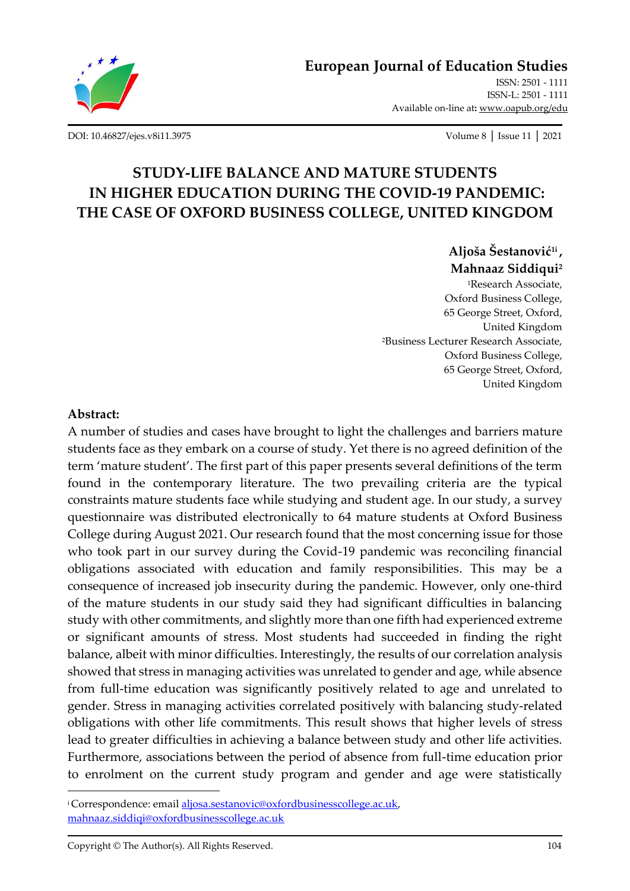# European Journal of Education Studies

ISSN: 2501 - 1111
ISSN-L: 2501 - 1111
Available on-line at: www.oapub.org/edu

DOI: 10.46827/ejes.v8i11.3975

# STUDY-LIFE BALANCE AND MATURE STUDENTS IN HIGHER EDUCATION DURING THE COVID-19 PANDEMIC: THE CASE OF OXFORD BUSINESS COLLEGE, UNITED KINGDOM

**Aljoša Šestanović[1i], Mahnaaz Siddiqui[2]**

[1]Research Associate,
Oxford Business College,
65 George Street, Oxford,
United Kingdom

[2]Business Lecturer Research Associate,
Oxford Business College,
65 George Street, Oxford,
United Kingdom

**Abstract:**

A number of studies and cases have brought to light the challenges and barriers mature students face as they embark on a course of study. Yet there is no agreed definition of the term 'mature student'. The first part of this paper presents several definitions of the term found in the contemporary literature. The two prevailing criteria are the typical constraints mature students face while studying and student age. In our study, a survey questionnaire was distributed electronically to 64 mature students at Oxford Business College during August 2021. Our research found that the most concerning issue for those who took part in our survey during the Covid-19 pandemic was reconciling financial obligations associated with education and family responsibilities. This may be a consequence of increased job insecurity during the pandemic. However, only one-third of the mature students in our study said they had significant difficulties in balancing study with other commitments, and slightly more than one fifth had experienced extreme or significant amounts of stress. Most students had succeeded in finding the right balance, albeit with minor difficulties. Interestingly, the results of our correlation analysis showed that stress in managing activities was unrelated to gender and age, while absence from full-time education was significantly positively related to age and unrelated to gender. Stress in managing activities correlated positively with balancing study-related obligations with other life commitments. This result shows that higher levels of stress lead to greater difficulties in achieving a balance between study and other life activities. Furthermore, associations between the period of absence from full-time education prior to enrolment on the current study program and gender and age were statistically

---

[i] Correspondence: email aljosa.sestanovic@oxfordbusinesscollege.ac.uk, mahnaaz.siddiqi@oxfordbusinesscollege.ac.uk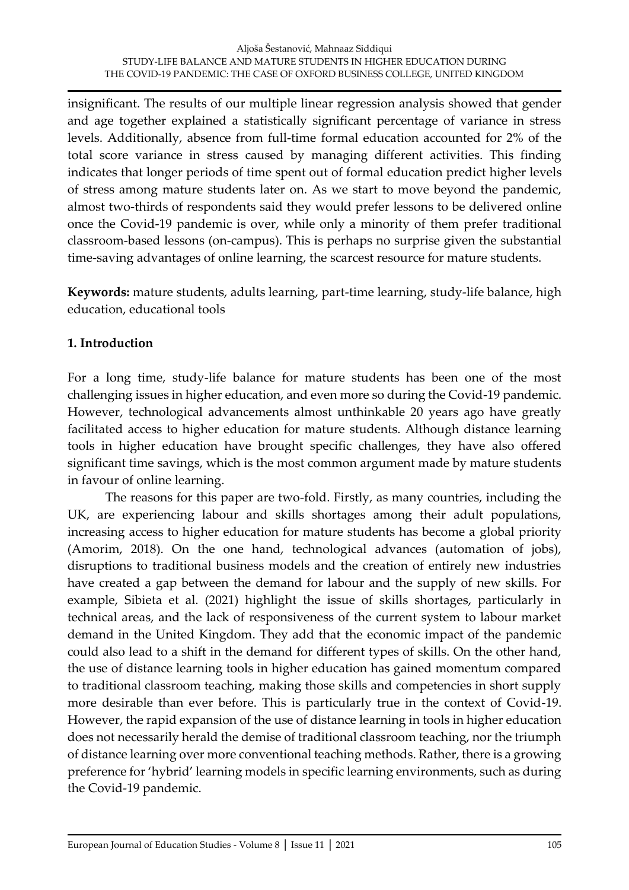insignificant. The results of our multiple linear regression analysis showed that gender and age together explained a statistically significant percentage of variance in stress levels. Additionally, absence from full-time formal education accounted for 2% of the total score variance in stress caused by managing different activities. This finding indicates that longer periods of time spent out of formal education predict higher levels of stress among mature students later on. As we start to move beyond the pandemic, almost two-thirds of respondents said they would prefer lessons to be delivered online once the Covid-19 pandemic is over, while only a minority of them prefer traditional classroom-based lessons (on-campus). This is perhaps no surprise given the substantial time-saving advantages of online learning, the scarcest resource for mature students.

**Keywords:** mature students, adults learning, part-time learning, study-life balance, high education, educational tools

## 1. Introduction

For a long time, study-life balance for mature students has been one of the most challenging issues in higher education, and even more so during the Covid-19 pandemic. However, technological advancements almost unthinkable 20 years ago have greatly facilitated access to higher education for mature students. Although distance learning tools in higher education have brought specific challenges, they have also offered significant time savings, which is the most common argument made by mature students in favour of online learning.

The reasons for this paper are two-fold. Firstly, as many countries, including the UK, are experiencing labour and skills shortages among their adult populations, increasing access to higher education for mature students has become a global priority (Amorim, 2018). On the one hand, technological advances (automation of jobs), disruptions to traditional business models and the creation of entirely new industries have created a gap between the demand for labour and the supply of new skills. For example, Sibieta et al. (2021) highlight the issue of skills shortages, particularly in technical areas, and the lack of responsiveness of the current system to labour market demand in the United Kingdom. They add that the economic impact of the pandemic could also lead to a shift in the demand for different types of skills. On the other hand, the use of distance learning tools in higher education has gained momentum compared to traditional classroom teaching, making those skills and competencies in short supply more desirable than ever before. This is particularly true in the context of Covid-19. However, the rapid expansion of the use of distance learning in tools in higher education does not necessarily herald the demise of traditional classroom teaching, nor the triumph of distance learning over more conventional teaching methods. Rather, there is a growing preference for 'hybrid' learning models in specific learning environments, such as during the Covid-19 pandemic.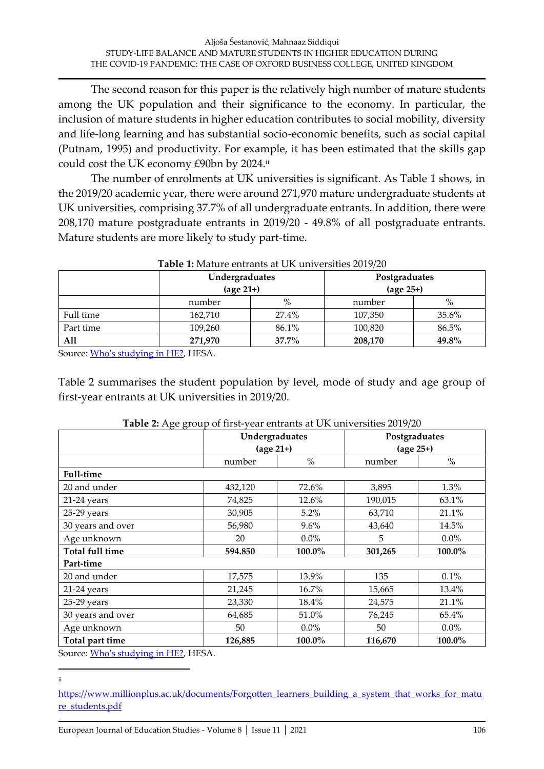The second reason for this paper is the relatively high number of mature students among the UK population and their significance to the economy. In particular, the inclusion of mature students in higher education contributes to social mobility, diversity and life-long learning and has substantial socio-economic benefits, such as social capital (Putnam, 1995) and productivity. For example, it has been estimated that the skills gap could cost the UK economy £90bn by 2024.[ii]

The number of enrolments at UK universities is significant. As Table 1 shows, in the 2019/20 academic year, there were around 271,970 mature undergraduate students at UK universities, comprising 37.7% of all undergraduate entrants. In addition, there were 208,170 mature postgraduate entrants in 2019/20 - 49.8% of all postgraduate entrants. Mature students are more likely to study part-time.

**Table 1:** Mature entrants at UK universities 2019/20

| | Undergraduates (age 21+) | | Postgraduates (age 25+) | |
|---|---|---|---|---|
| | number | % | number | % |
| Full time | 162,710 | 27.4% | 107,350 | 35.6% |
| Part time | 109,260 | 86.1% | 100,820 | 86.5% |
| **All** | **271,970** | **37.7%** | **208,170** | **49.8%** |

Source: [Who's studying in HE?](), HESA.

Table 2 summarises the student population by level, mode of study and age group of first-year entrants at UK universities in 2019/20.

**Table 2:** Age group of first-year entrants at UK universities 2019/20

| | Undergraduates (age 21+) | | Postgraduates (age 25+) | |
|---|---|---|---|---|
| | number | % | number | % |
| **Full-time** | | | | |
| 20 and under | 432,120 | 72.6% | 3,895 | 1.3% |
| 21-24 years | 74,825 | 12.6% | 190,015 | 63.1% |
| 25-29 years | 30,905 | 5.2% | 63,710 | 21.1% |
| 30 years and over | 56,980 | 9.6% | 43,640 | 14.5% |
| Age unknown | 20 | 0.0% | 5 | 0.0% |
| **Total full time** | **594.850** | **100.0%** | **301,265** | **100.0%** |
| **Part-time** | | | | |
| 20 and under | 17,575 | 13.9% | 135 | 0.1% |
| 21-24 years | 21,245 | 16.7% | 15,665 | 13.4% |
| 25-29 years | 23,330 | 18.4% | 24,575 | 21.1% |
| 30 years and over | 64,685 | 51.0% | 76,245 | 65.4% |
| Age unknown | 50 | 0.0% | 50 | 0.0% |
| **Total part time** | **126,885** | **100.0%** | **116,670** | **100.0%** |

Source: [Who's studying in HE?](), HESA.

---

[ii] https://www.millionplus.ac.uk/documents/Forgotten_learners_building_a_system_that_works_for_mature_students.pdf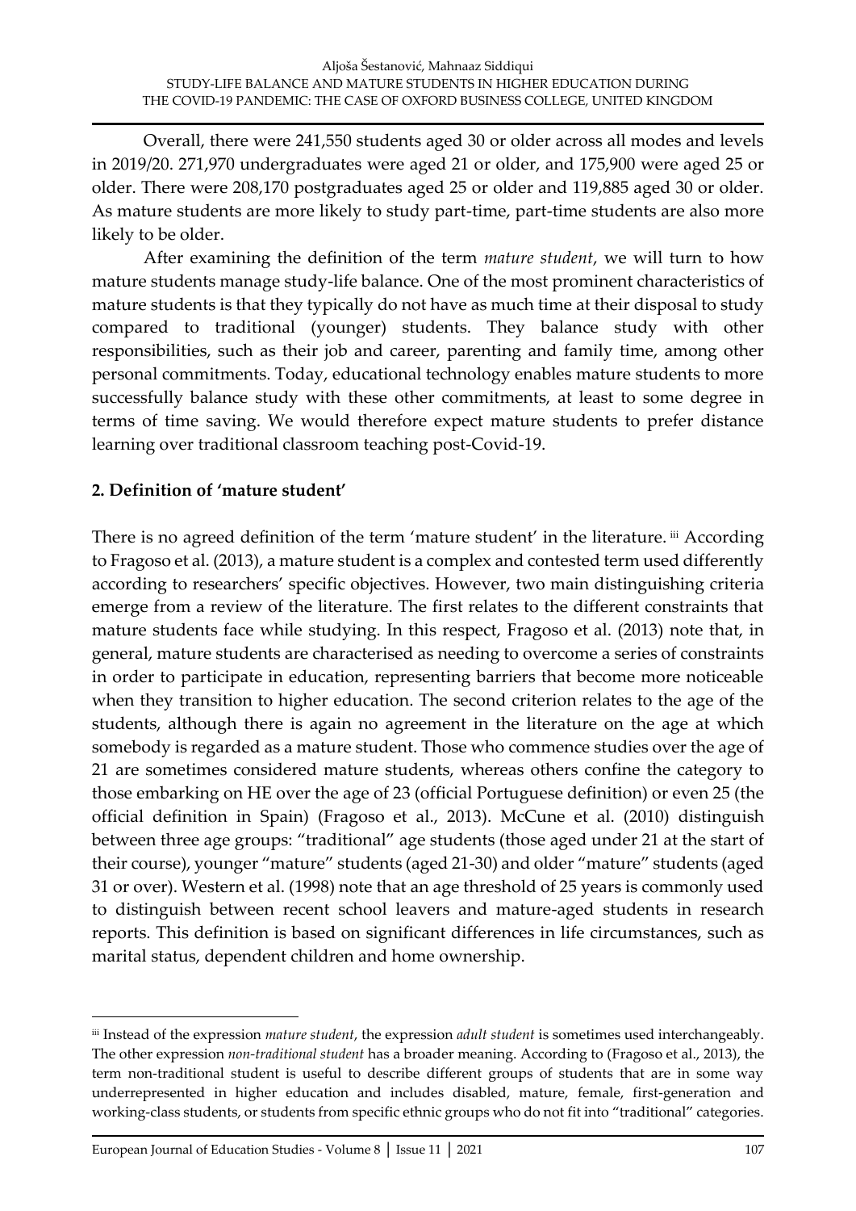Overall, there were 241,550 students aged 30 or older across all modes and levels in 2019/20. 271,970 undergraduates were aged 21 or older, and 175,900 were aged 25 or older. There were 208,170 postgraduates aged 25 or older and 119,885 aged 30 or older. As mature students are more likely to study part-time, part-time students are also more likely to be older.

After examining the definition of the term *mature student*, we will turn to how mature students manage study-life balance. One of the most prominent characteristics of mature students is that they typically do not have as much time at their disposal to study compared to traditional (younger) students. They balance study with other responsibilities, such as their job and career, parenting and family time, among other personal commitments. Today, educational technology enables mature students to more successfully balance study with these other commitments, at least to some degree in terms of time saving. We would therefore expect mature students to prefer distance learning over traditional classroom teaching post-Covid-19.

## 2. Definition of 'mature student'

There is no agreed definition of the term 'mature student' in the literature. [iii] According to Fragoso et al. (2013), a mature student is a complex and contested term used differently according to researchers' specific objectives. However, two main distinguishing criteria emerge from a review of the literature. The first relates to the different constraints that mature students face while studying. In this respect, Fragoso et al. (2013) note that, in general, mature students are characterised as needing to overcome a series of constraints in order to participate in education, representing barriers that become more noticeable when they transition to higher education. The second criterion relates to the age of the students, although there is again no agreement in the literature on the age at which somebody is regarded as a mature student. Those who commence studies over the age of 21 are sometimes considered mature students, whereas others confine the category to those embarking on HE over the age of 23 (official Portuguese definition) or even 25 (the official definition in Spain) (Fragoso et al., 2013). McCune et al. (2010) distinguish between three age groups: "traditional" age students (those aged under 21 at the start of their course), younger "mature" students (aged 21-30) and older "mature" students (aged 31 or over). Western et al. (1998) note that an age threshold of 25 years is commonly used to distinguish between recent school leavers and mature-aged students in research reports. This definition is based on significant differences in life circumstances, such as marital status, dependent children and home ownership.

---

[iii] Instead of the expression *mature student*, the expression *adult student* is sometimes used interchangeably. The other expression *non-traditional student* has a broader meaning. According to (Fragoso et al., 2013), the term non-traditional student is useful to describe different groups of students that are in some way underrepresented in higher education and includes disabled, mature, female, first-generation and working-class students, or students from specific ethnic groups who do not fit into "traditional" categories.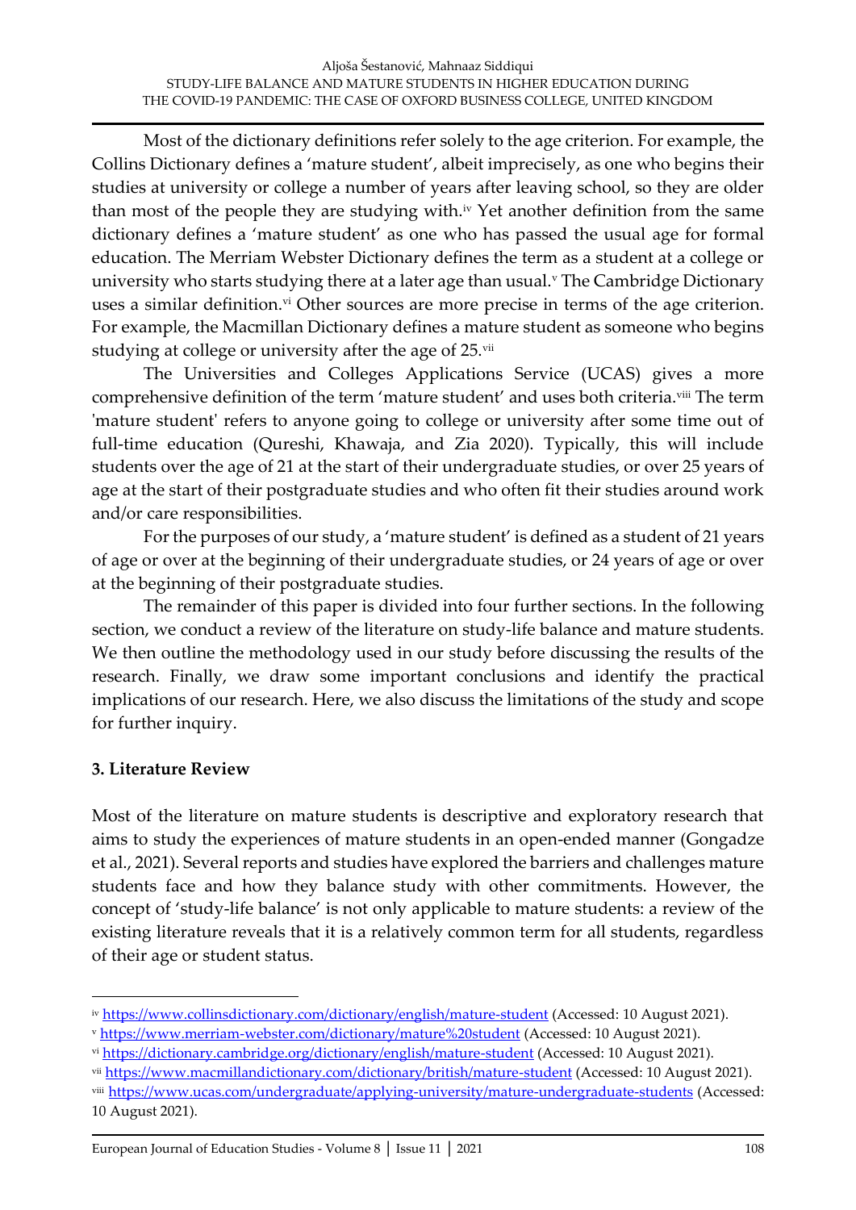Most of the dictionary definitions refer solely to the age criterion. For example, the Collins Dictionary defines a 'mature student', albeit imprecisely, as one who begins their studies at university or college a number of years after leaving school, so they are older than most of the people they are studying with.[iv] Yet another definition from the same dictionary defines a 'mature student' as one who has passed the usual age for formal education. The Merriam Webster Dictionary defines the term as a student at a college or university who starts studying there at a later age than usual.[v] The Cambridge Dictionary uses a similar definition.[vi] Other sources are more precise in terms of the age criterion. For example, the Macmillan Dictionary defines a mature student as someone who begins studying at college or university after the age of 25.[vii]

The Universities and Colleges Applications Service (UCAS) gives a more comprehensive definition of the term 'mature student' and uses both criteria.[viii] The term 'mature student' refers to anyone going to college or university after some time out of full-time education (Qureshi, Khawaja, and Zia 2020). Typically, this will include students over the age of 21 at the start of their undergraduate studies, or over 25 years of age at the start of their postgraduate studies and who often fit their studies around work and/or care responsibilities.

For the purposes of our study, a 'mature student' is defined as a student of 21 years of age or over at the beginning of their undergraduate studies, or 24 years of age or over at the beginning of their postgraduate studies.

The remainder of this paper is divided into four further sections. In the following section, we conduct a review of the literature on study-life balance and mature students. We then outline the methodology used in our study before discussing the results of the research. Finally, we draw some important conclusions and identify the practical implications of our research. Here, we also discuss the limitations of the study and scope for further inquiry.

## 3. Literature Review

Most of the literature on mature students is descriptive and exploratory research that aims to study the experiences of mature students in an open-ended manner (Gongadze et al., 2021). Several reports and studies have explored the barriers and challenges mature students face and how they balance study with other commitments. However, the concept of 'study-life balance' is not only applicable to mature students: a review of the existing literature reveals that it is a relatively common term for all students, regardless of their age or student status.

---

[iv] https://www.collinsdictionary.com/dictionary/english/mature-student (Accessed: 10 August 2021).

[v] https://www.merriam-webster.com/dictionary/mature%20student (Accessed: 10 August 2021).

[vi] https://dictionary.cambridge.org/dictionary/english/mature-student (Accessed: 10 August 2021).

[vii] https://www.macmillandictionary.com/dictionary/british/mature-student (Accessed: 10 August 2021).

[viii] https://www.ucas.com/undergraduate/applying-university/mature-undergraduate-students (Accessed: 10 August 2021).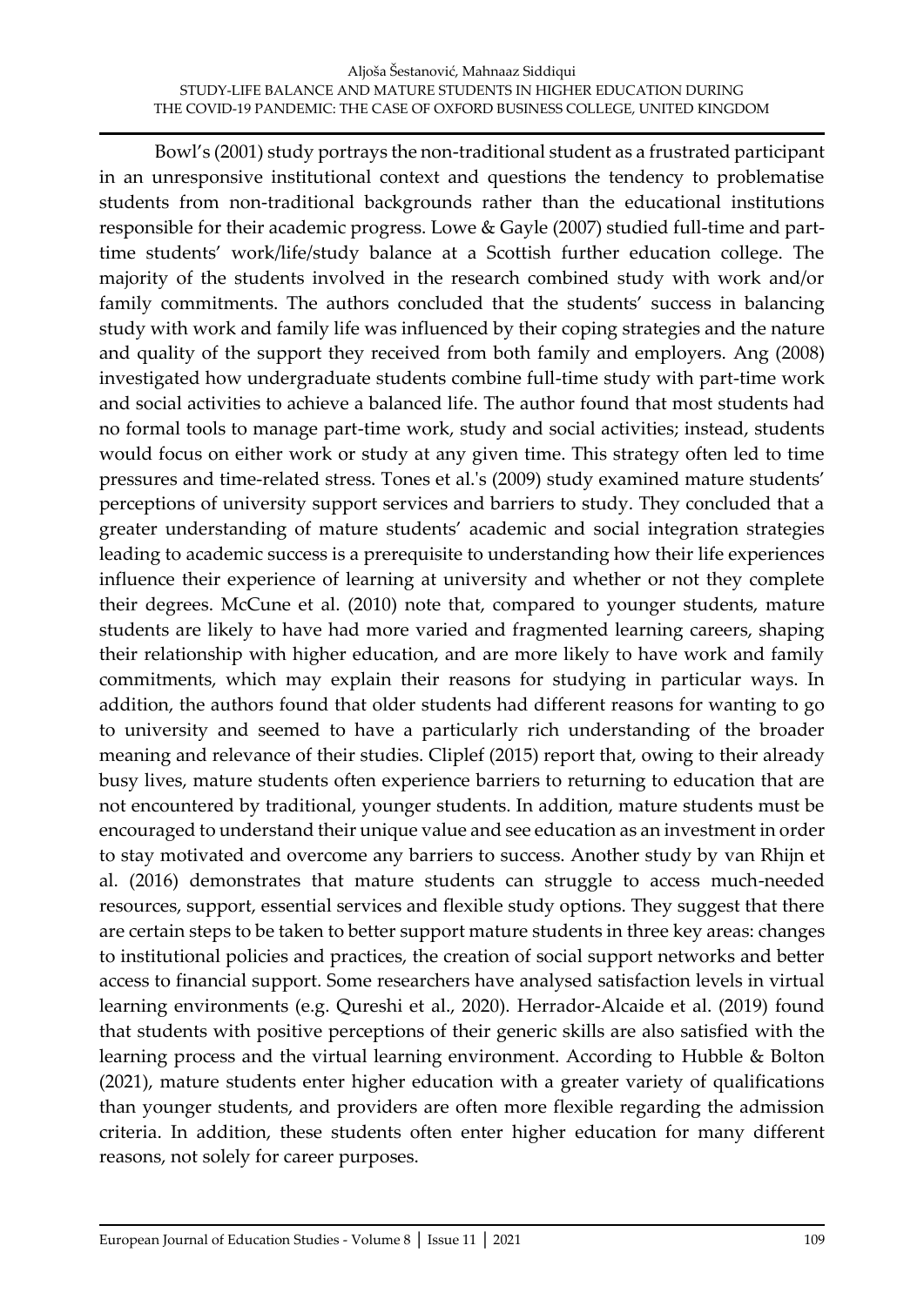Bowl's (2001) study portrays the non-traditional student as a frustrated participant in an unresponsive institutional context and questions the tendency to problematise students from non-traditional backgrounds rather than the educational institutions responsible for their academic progress. Lowe & Gayle (2007) studied full-time and part-time students' work/life/study balance at a Scottish further education college. The majority of the students involved in the research combined study with work and/or family commitments. The authors concluded that the students' success in balancing study with work and family life was influenced by their coping strategies and the nature and quality of the support they received from both family and employers. Ang (2008) investigated how undergraduate students combine full-time study with part-time work and social activities to achieve a balanced life. The author found that most students had no formal tools to manage part-time work, study and social activities; instead, students would focus on either work or study at any given time. This strategy often led to time pressures and time-related stress. Tones et al.'s (2009) study examined mature students' perceptions of university support services and barriers to study. They concluded that a greater understanding of mature students' academic and social integration strategies leading to academic success is a prerequisite to understanding how their life experiences influence their experience of learning at university and whether or not they complete their degrees. McCune et al. (2010) note that, compared to younger students, mature students are likely to have had more varied and fragmented learning careers, shaping their relationship with higher education, and are more likely to have work and family commitments, which may explain their reasons for studying in particular ways. In addition, the authors found that older students had different reasons for wanting to go to university and seemed to have a particularly rich understanding of the broader meaning and relevance of their studies. Cliplef (2015) report that, owing to their already busy lives, mature students often experience barriers to returning to education that are not encountered by traditional, younger students. In addition, mature students must be encouraged to understand their unique value and see education as an investment in order to stay motivated and overcome any barriers to success. Another study by van Rhijn et al. (2016) demonstrates that mature students can struggle to access much-needed resources, support, essential services and flexible study options. They suggest that there are certain steps to be taken to better support mature students in three key areas: changes to institutional policies and practices, the creation of social support networks and better access to financial support. Some researchers have analysed satisfaction levels in virtual learning environments (e.g. Qureshi et al., 2020). Herrador-Alcaide et al. (2019) found that students with positive perceptions of their generic skills are also satisfied with the learning process and the virtual learning environment. According to Hubble & Bolton (2021), mature students enter higher education with a greater variety of qualifications than younger students, and providers are often more flexible regarding the admission criteria. In addition, these students often enter higher education for many different reasons, not solely for career purposes.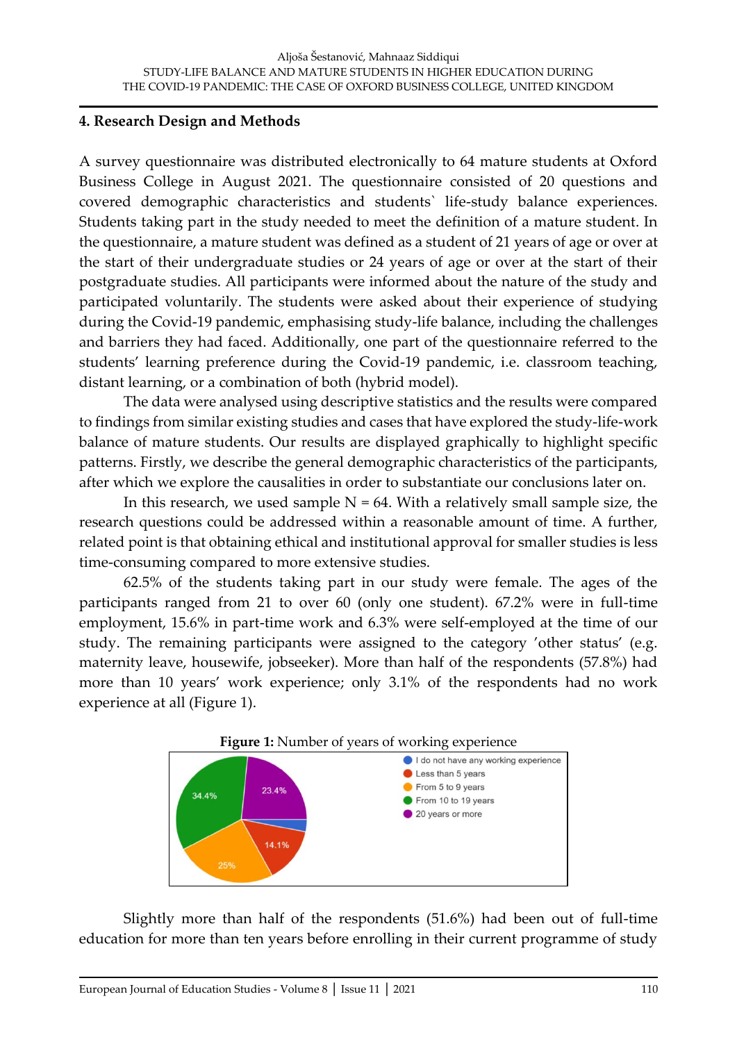## 4. Research Design and Methods

A survey questionnaire was distributed electronically to 64 mature students at Oxford Business College in August 2021. The questionnaire consisted of 20 questions and covered demographic characteristics and students` life-study balance experiences. Students taking part in the study needed to meet the definition of a mature student. In the questionnaire, a mature student was defined as a student of 21 years of age or over at the start of their undergraduate studies or 24 years of age or over at the start of their postgraduate studies. All participants were informed about the nature of the study and participated voluntarily. The students were asked about their experience of studying during the Covid-19 pandemic, emphasising study-life balance, including the challenges and barriers they had faced. Additionally, one part of the questionnaire referred to the students' learning preference during the Covid-19 pandemic, i.e. classroom teaching, distant learning, or a combination of both (hybrid model).

The data were analysed using descriptive statistics and the results were compared to findings from similar existing studies and cases that have explored the study-life-work balance of mature students. Our results are displayed graphically to highlight specific patterns. Firstly, we describe the general demographic characteristics of the participants, after which we explore the causalities in order to substantiate our conclusions later on.

In this research, we used sample N = 64. With a relatively small sample size, the research questions could be addressed within a reasonable amount of time. A further, related point is that obtaining ethical and institutional approval for smaller studies is less time-consuming compared to more extensive studies.

62.5% of the students taking part in our study were female. The ages of the participants ranged from 21 to over 60 (only one student). 67.2% were in full-time employment, 15.6% in part-time work and 6.3% were self-employed at the time of our study. The remaining participants were assigned to the category 'other status' (e.g. maternity leave, housewife, jobseeker). More than half of the respondents (57.8%) had more than 10 years' work experience; only 3.1% of the respondents had no work experience at all (Figure 1).

**Figure 1:** Number of years of working experience

| Category | Percentage |
|---|---|
| I do not have any working experience | |
| Less than 5 years | 14.1% |
| From 5 to 9 years | 25% |
| From 10 to 19 years | 34.4% |
| 20 years or more | 23.4% |

Slightly more than half of the respondents (51.6%) had been out of full-time education for more than ten years before enrolling in their current programme of study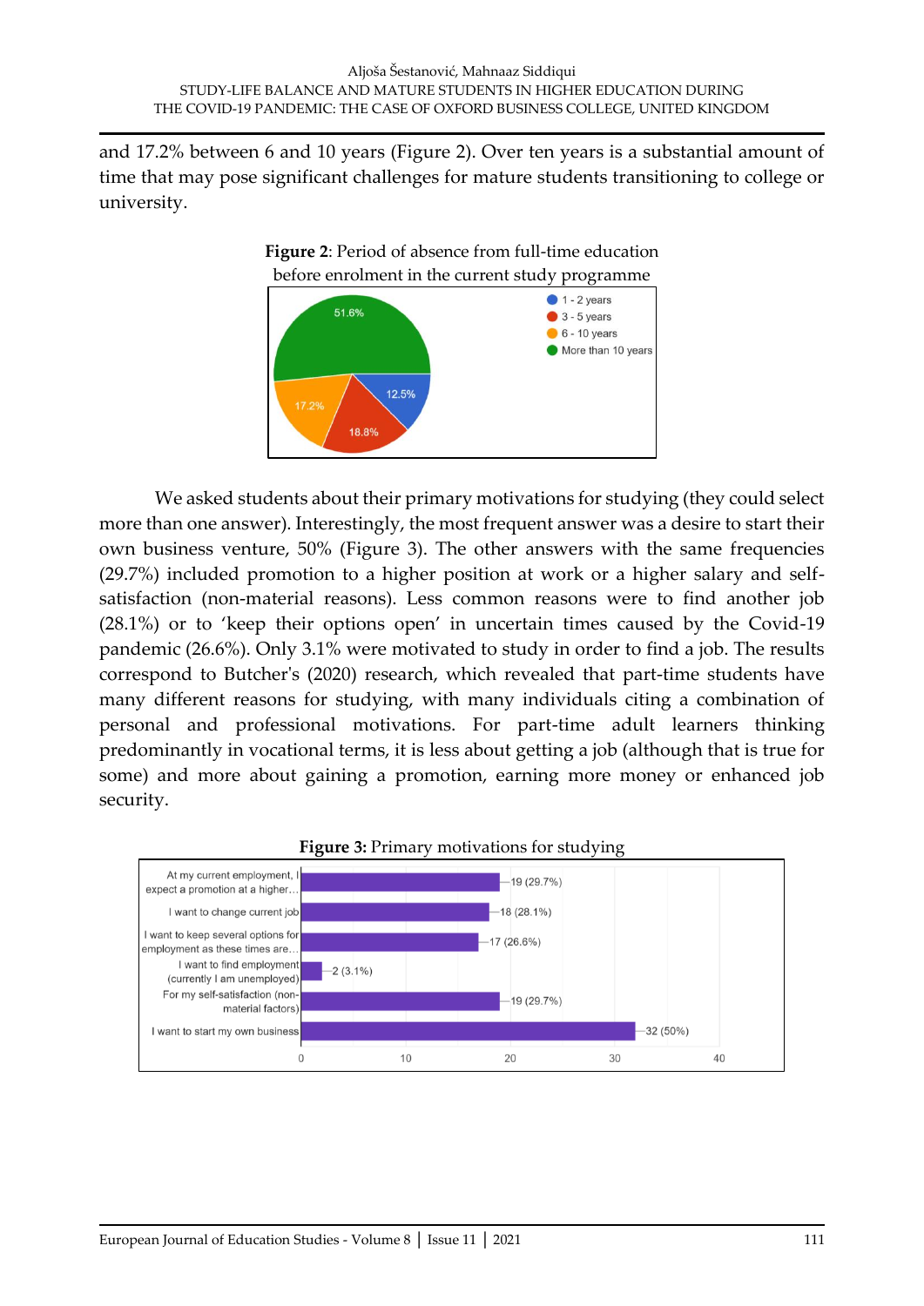and 17.2% between 6 and 10 years (Figure 2). Over ten years is a substantial amount of time that may pose significant challenges for mature students transitioning to college or university.

**Figure 2**: Period of absence from full-time education before enrolment in the current study programme

We asked students about their primary motivations for studying (they could select more than one answer). Interestingly, the most frequent answer was a desire to start their own business venture, 50% (Figure 3). The other answers with the same frequencies (29.7%) included promotion to a higher position at work or a higher salary and self-satisfaction (non-material reasons). Less common reasons were to find another job (28.1%) or to 'keep their options open' in uncertain times caused by the Covid-19 pandemic (26.6%). Only 3.1% were motivated to study in order to find a job. The results correspond to Butcher's (2020) research, which revealed that part-time students have many different reasons for studying, with many individuals citing a combination of personal and professional motivations. For part-time adult learners thinking predominantly in vocational terms, it is less about getting a job (although that is true for some) and more about gaining a promotion, earning more money or enhanced job security.

**Figure 3:** Primary motivations for studying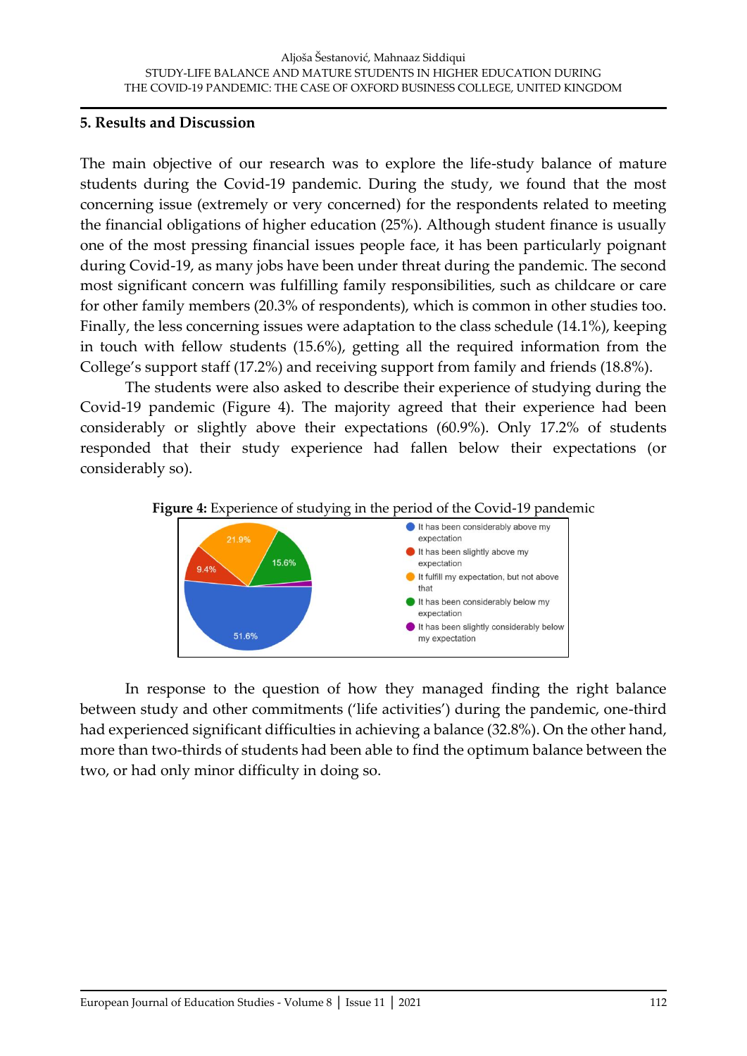## 5. Results and Discussion

The main objective of our research was to explore the life-study balance of mature students during the Covid-19 pandemic. During the study, we found that the most concerning issue (extremely or very concerned) for the respondents related to meeting the financial obligations of higher education (25%). Although student finance is usually one of the most pressing financial issues people face, it has been particularly poignant during Covid-19, as many jobs have been under threat during the pandemic. The second most significant concern was fulfilling family responsibilities, such as childcare or care for other family members (20.3% of respondents), which is common in other studies too. Finally, the less concerning issues were adaptation to the class schedule (14.1%), keeping in touch with fellow students (15.6%), getting all the required information from the College's support staff (17.2%) and receiving support from family and friends (18.8%).

The students were also asked to describe their experience of studying during the Covid-19 pandemic (Figure 4). The majority agreed that their experience had been considerably or slightly above their expectations (60.9%). Only 17.2% of students responded that their study experience had fallen below their expectations (or considerably so).

**Figure 4:** Experience of studying in the period of the Covid-19 pandemic

In response to the question of how they managed finding the right balance between study and other commitments ('life activities') during the pandemic, one-third had experienced significant difficulties in achieving a balance (32.8%). On the other hand, more than two-thirds of students had been able to find the optimum balance between the two, or had only minor difficulty in doing so.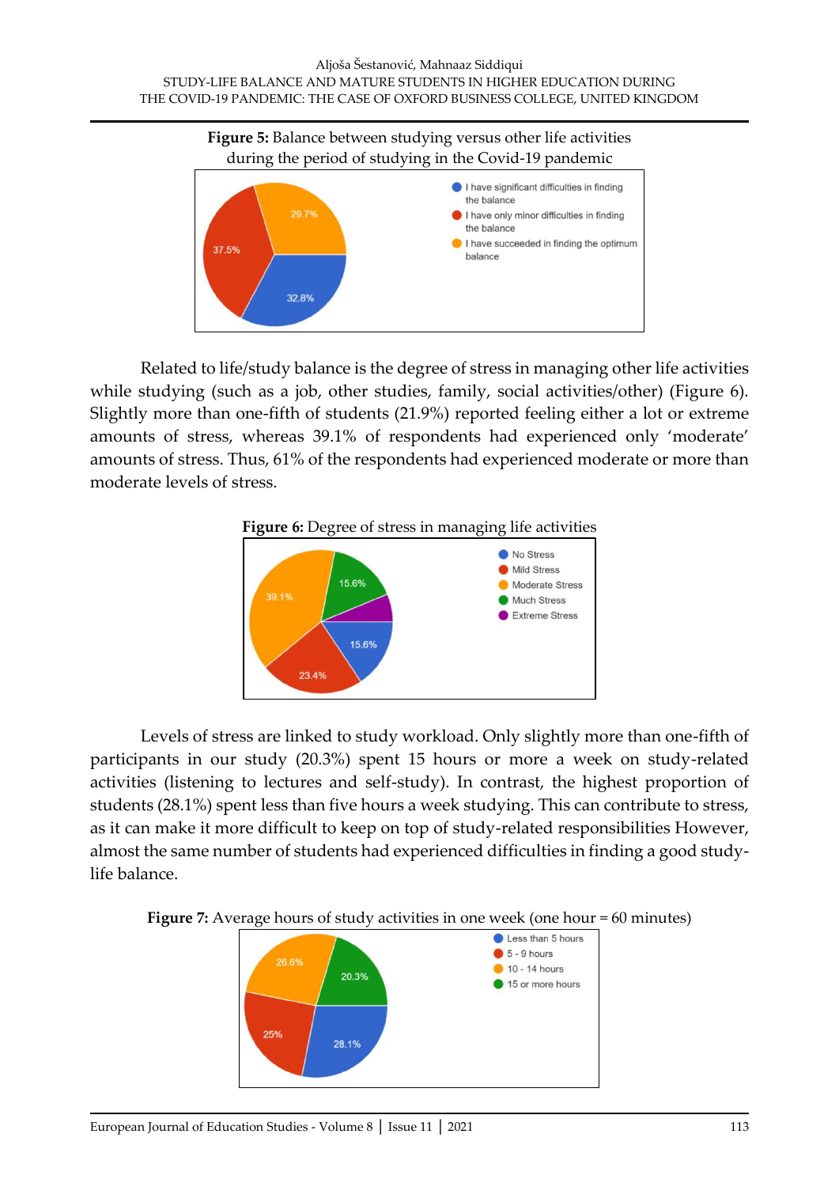**Figure 5:** Balance between studying versus other life activities during the period of studying in the Covid-19 pandemic

Related to life/study balance is the degree of stress in managing other life activities while studying (such as a job, other studies, family, social activities/other) (Figure 6). Slightly more than one-fifth of students (21.9%) reported feeling either a lot or extreme amounts of stress, whereas 39.1% of respondents had experienced only 'moderate' amounts of stress. Thus, 61% of the respondents had experienced moderate or more than moderate levels of stress.

**Figure 6:** Degree of stress in managing life activities

Levels of stress are linked to study workload. Only slightly more than one-fifth of participants in our study (20.3%) spent 15 hours or more a week on study-related activities (listening to lectures and self-study). In contrast, the highest proportion of students (28.1%) spent less than five hours a week studying. This can contribute to stress, as it can make it more difficult to keep on top of study-related responsibilities However, almost the same number of students had experienced difficulties in finding a good study-life balance.

**Figure 7:** Average hours of study activities in one week (one hour = 60 minutes)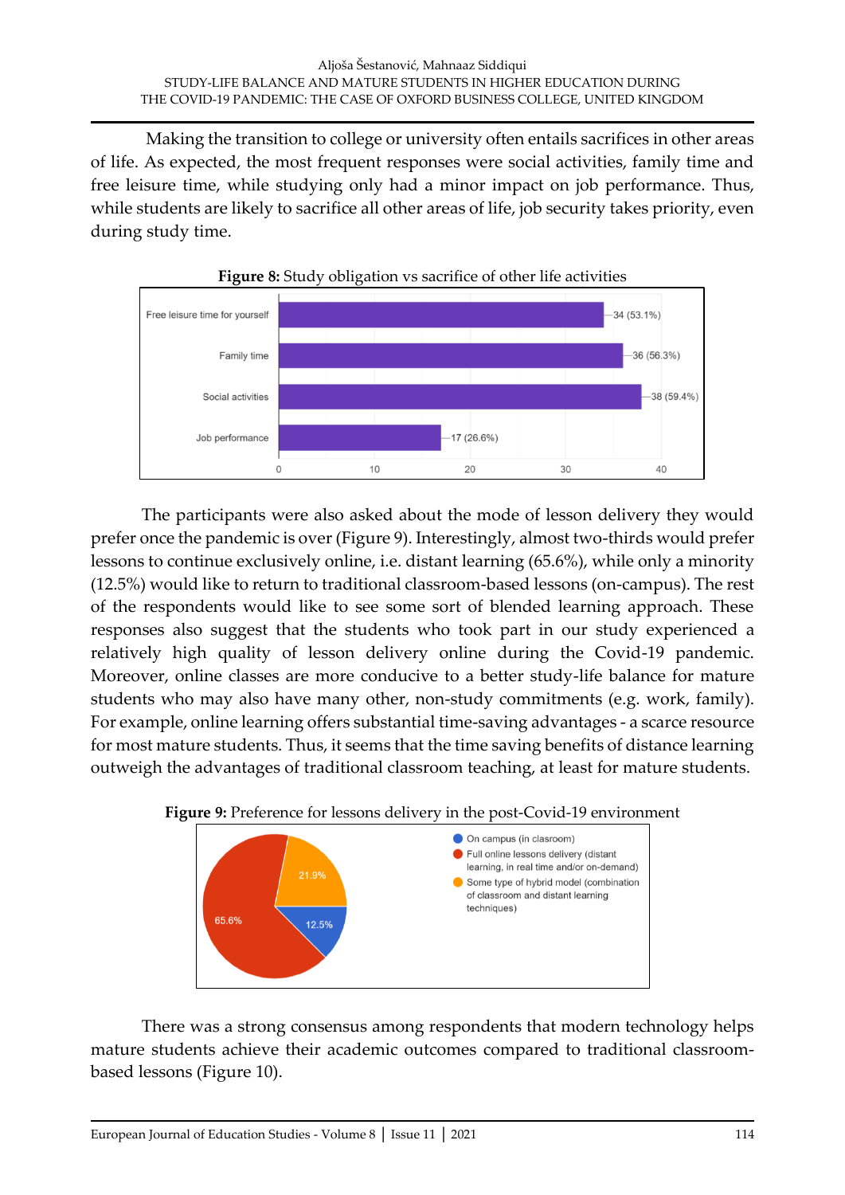Making the transition to college or university often entails sacrifices in other areas of life. As expected, the most frequent responses were social activities, family time and free leisure time, while studying only had a minor impact on job performance. Thus, while students are likely to sacrifice all other areas of life, job security takes priority, even during study time.

**Figure 8:** Study obligation vs sacrifice of other life activities

| Activity | Responses |
|---|---|
| Free leisure time for yourself | 34 (53.1%) |
| Family time | 36 (56.3%) |
| Social activities | 38 (59.4%) |
| Job performance | 17 (26.6%) |

The participants were also asked about the mode of lesson delivery they would prefer once the pandemic is over (Figure 9). Interestingly, almost two-thirds would prefer lessons to continue exclusively online, i.e. distant learning (65.6%), while only a minority (12.5%) would like to return to traditional classroom-based lessons (on-campus). The rest of the respondents would like to see some sort of blended learning approach. These responses also suggest that the students who took part in our study experienced a relatively high quality of lesson delivery online during the Covid-19 pandemic. Moreover, online classes are more conducive to a better study-life balance for mature students who may also have many other, non-study commitments (e.g. work, family). For example, online learning offers substantial time-saving advantages - a scarce resource for most mature students. Thus, it seems that the time saving benefits of distance learning outweigh the advantages of traditional classroom teaching, at least for mature students.

**Figure 9:** Preference for lessons delivery in the post-Covid-19 environment

| Option | Share |
|---|---|
| On campus (in clasroom) | 12.5% |
| Full online lessons delivery (distant learning, in real time and/or on-demand) | 65.6% |
| Some type of hybrid model (combination of classroom and distant learning techniques) | 21.9% |

There was a strong consensus among respondents that modern technology helps mature students achieve their academic outcomes compared to traditional classroom-based lessons (Figure 10).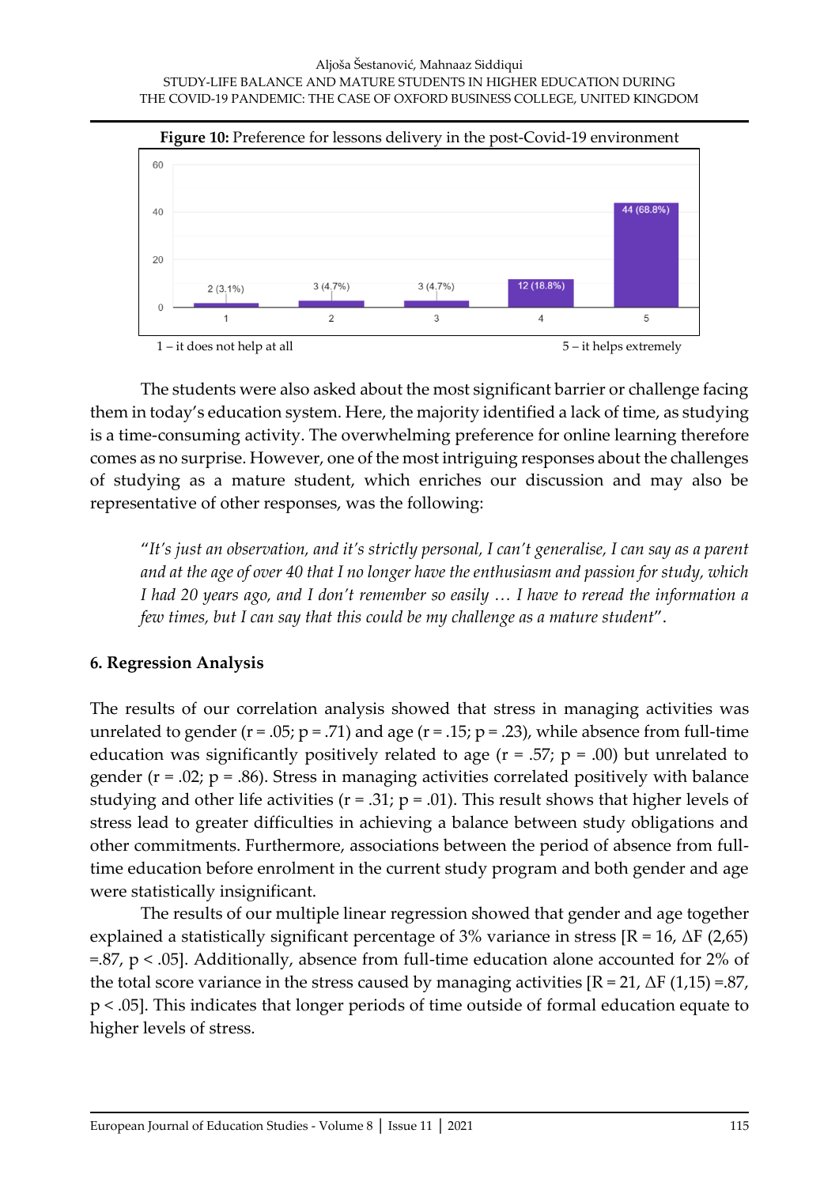**Figure 10:** Preference for lessons delivery in the post-Covid-19 environment

| Rating | Count (%) |
|---|---|
| 1 | 2 (3.1%) |
| 2 | 3 (4.7%) |
| 3 | 3 (4.7%) |
| 4 | 12 (18.8%) |
| 5 | 44 (68.8%) |

1 – it does not help at all 5 – it helps extremely

The students were also asked about the most significant barrier or challenge facing them in today's education system. Here, the majority identified a lack of time, as studying is a time-consuming activity. The overwhelming preference for online learning therefore comes as no surprise. However, one of the most intriguing responses about the challenges of studying as a mature student, which enriches our discussion and may also be representative of other responses, was the following:

> "*It's just an observation, and it's strictly personal, I can't generalise, I can say as a parent and at the age of over 40 that I no longer have the enthusiasm and passion for study, which I had 20 years ago, and I don't remember so easily … I have to reread the information a few times, but I can say that this could be my challenge as a mature student*".

## 6. Regression Analysis

The results of our correlation analysis showed that stress in managing activities was unrelated to gender ($r = .05$; $p = .71$) and age ($r = .15$; $p = .23$), while absence from full-time education was significantly positively related to age ($r = .57$; $p = .00$) but unrelated to gender ($r = .02$; $p = .86$). Stress in managing activities correlated positively with balance studying and other life activities ($r = .31$; $p = .01$). This result shows that higher levels of stress lead to greater difficulties in achieving a balance between study obligations and other commitments. Furthermore, associations between the period of absence from full-time education before enrolment in the current study program and both gender and age were statistically insignificant.

The results of our multiple linear regression showed that gender and age together explained a statistically significant percentage of 3% variance in stress [$R = 16$, $\Delta F\ (2,65) = .87$, $p < .05$]. Additionally, absence from full-time education alone accounted for 2% of the total score variance in the stress caused by managing activities [$R = 21$, $\Delta F\ (1,15) = .87$, $p < .05$]. This indicates that longer periods of time outside of formal education equate to higher levels of stress.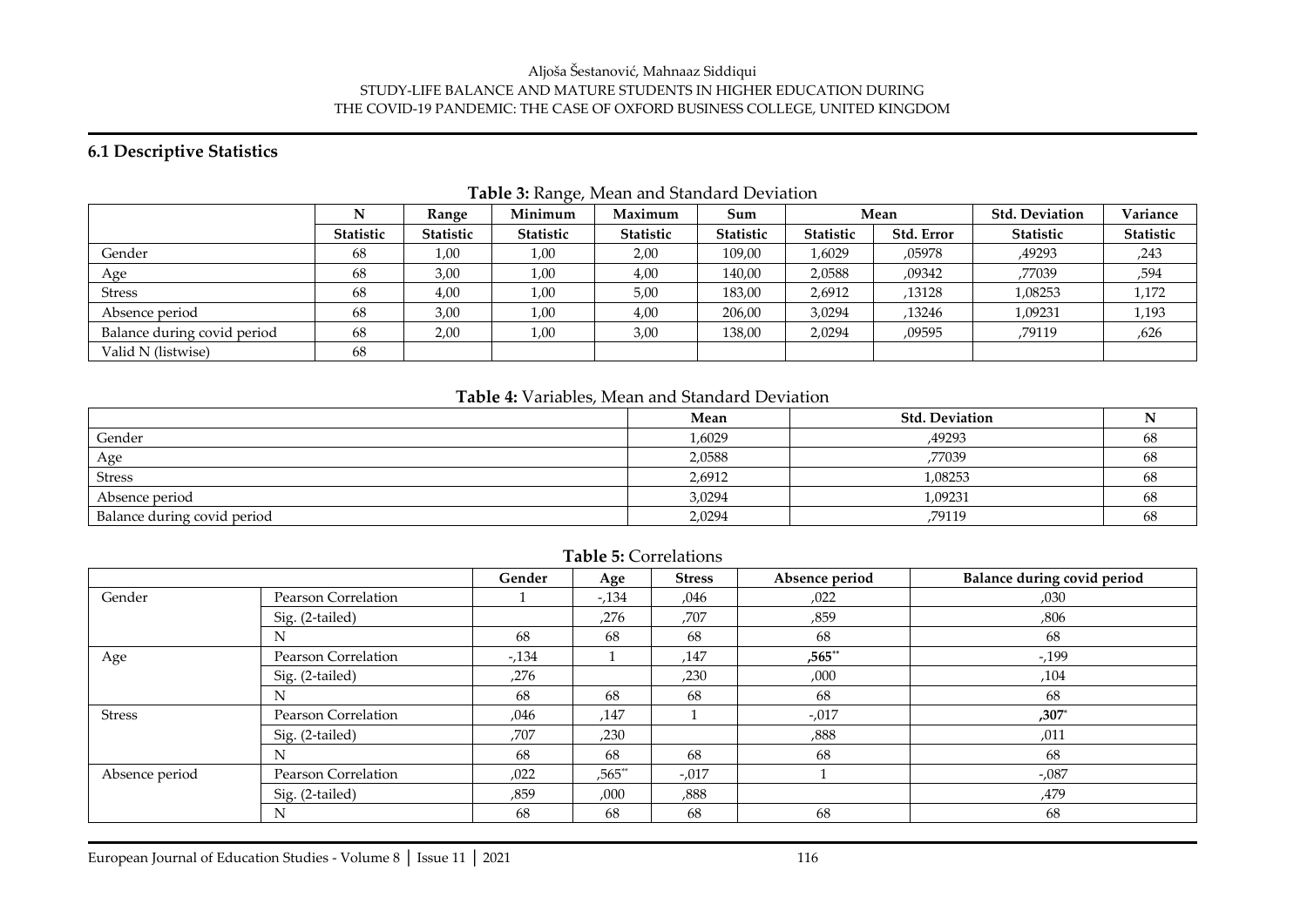### 6.1 Descriptive Statistics

**Table 3:** Range, Mean and Standard Deviation

| | N | Range | Minimum | Maximum | Sum | Mean | | Std. Deviation | Variance |
|---|---|---|---|---|---|---|---|---|---|
| | Statistic | Statistic | Statistic | Statistic | Statistic | Statistic | Std. Error | Statistic | Statistic |
| Gender | 68 | 1,00 | 1,00 | 2,00 | 109,00 | 1,6029 | ,05978 | ,49293 | ,243 |
| Age | 68 | 3,00 | 1,00 | 4,00 | 140,00 | 2,0588 | ,09342 | ,77039 | ,594 |
| Stress | 68 | 4,00 | 1,00 | 5,00 | 183,00 | 2,6912 | ,13128 | 1,08253 | 1,172 |
| Absence period | 68 | 3,00 | 1,00 | 4,00 | 206,00 | 3,0294 | ,13246 | 1,09231 | 1,193 |
| Balance during covid period | 68 | 2,00 | 1,00 | 3,00 | 138,00 | 2,0294 | ,09595 | ,79119 | ,626 |
| Valid N (listwise) | 68 | | | | | | | | |

**Table 4:** Variables, Mean and Standard Deviation

| | Mean | Std. Deviation | N |
|---|---|---|---|
| Gender | 1,6029 | ,49293 | 68 |
| Age | 2,0588 | ,77039 | 68 |
| Stress | 2,6912 | 1,08253 | 68 |
| Absence period | 3,0294 | 1,09231 | 68 |
| Balance during covid period | 2,0294 | ,79119 | 68 |

**Table 5:** Correlations

| | | Gender | Age | Stress | Absence period | Balance during covid period |
|---|---|---|---|---|---|---|
| Gender | Pearson Correlation | 1 | -,134 | ,046 | ,022 | ,030 |
| | Sig. (2-tailed) | | ,276 | ,707 | ,859 | ,806 |
| | N | 68 | 68 | 68 | 68 | 68 |
| Age | Pearson Correlation | -,134 | 1 | ,147 | **,565**\*\* | -,199 |
| | Sig. (2-tailed) | ,276 | | ,230 | ,000 | ,104 |
| | N | 68 | 68 | 68 | 68 | 68 |
| Stress | Pearson Correlation | ,046 | ,147 | 1 | -,017 | **,307**\* |
| | Sig. (2-tailed) | ,707 | ,230 | | ,888 | ,011 |
| | N | 68 | 68 | 68 | 68 | 68 |
| Absence period | Pearson Correlation | ,022 | ,565\*\* | -,017 | 1 | -,087 |
| | Sig. (2-tailed) | ,859 | ,000 | ,888 | | ,479 |
| | N | 68 | 68 | 68 | 68 | 68 |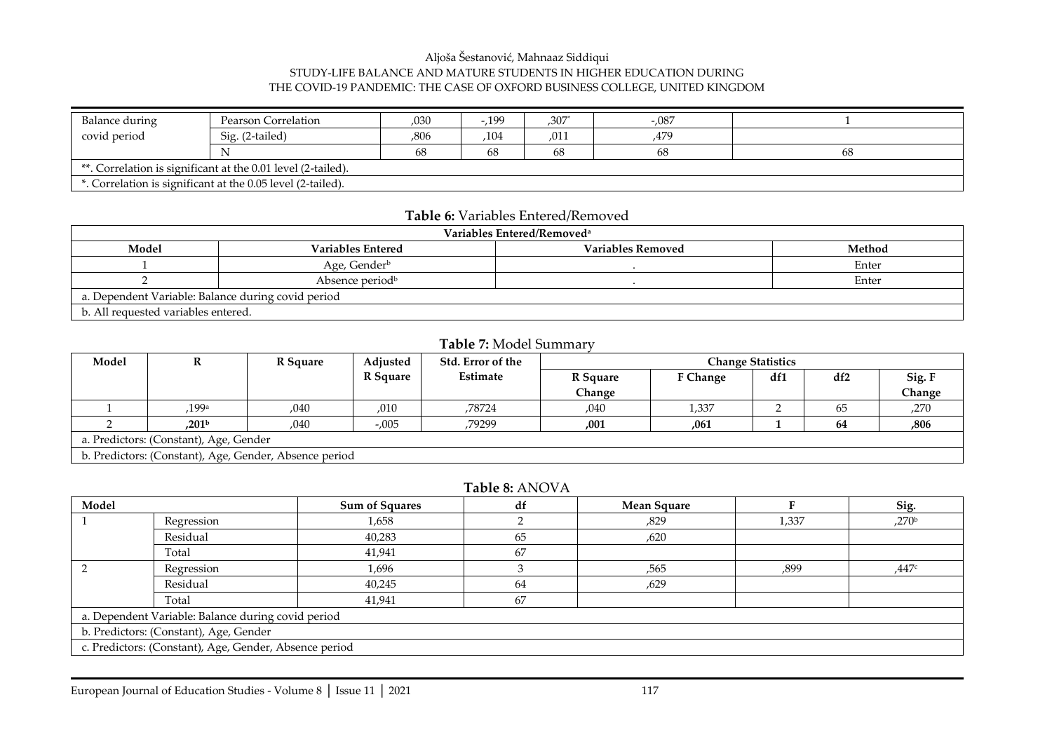| Balance during covid period | Pearson Correlation | ,030 | -,199 | ,307* | -,087 | 1 |
|---|---|---|---|---|---|---|
| | Sig. (2-tailed) | ,806 | ,104 | ,011 | ,479 | |
| | N | 68 | 68 | 68 | 68 | 68 |
| **. Correlation is significant at the 0.01 level (2-tailed). | | | | | | |
| *. Correlation is significant at the 0.05 level (2-tailed). | | | | | | |

**Table 6:** Variables Entered/Removed

| Variables Entered/Removed[a] | | | |
|---|---|---|---|
| **Model** | **Variables Entered** | **Variables Removed** | **Method** |
| 1 | Age, Gender[b] | . | Enter |
| 2 | Absence period[b] | . | Enter |
| a. Dependent Variable: Balance during covid period | | | |
| b. All requested variables entered. | | | |

**Table 7:** Model Summary

| Model | R | R Square | Adjusted R Square | Std. Error of the Estimate | Change Statistics | | | | |
|---|---|---|---|---|---|---|---|---|---|
| | | | | | R Square Change | F Change | df1 | df2 | Sig. F Change |
| 1 | ,199[a] | ,040 | ,010 | ,78724 | ,040 | 1,337 | 2 | 65 | ,270 |
| 2 | **,201[b]** | ,040 | -,005 | ,79299 | **,001** | **,061** | **1** | **64** | **,806** |
| a. Predictors: (Constant), Age, Gender | | | | | | | | | |
| b. Predictors: (Constant), Age, Gender, Absence period | | | | | | | | | |

**Table 8:** ANOVA

| Model | | Sum of Squares | df | Mean Square | F | Sig. |
|---|---|---|---|---|---|---|
| 1 | Regression | 1,658 | 2 | ,829 | 1,337 | ,270[b] |
| | Residual | 40,283 | 65 | ,620 | | |
| | Total | 41,941 | 67 | | | |
| 2 | Regression | 1,696 | 3 | ,565 | ,899 | ,447[c] |
| | Residual | 40,245 | 64 | ,629 | | |
| | Total | 41,941 | 67 | | | |
| a. Dependent Variable: Balance during covid period | | | | | | |
| b. Predictors: (Constant), Age, Gender | | | | | | |
| c. Predictors: (Constant), Age, Gender, Absence period | | | | | | |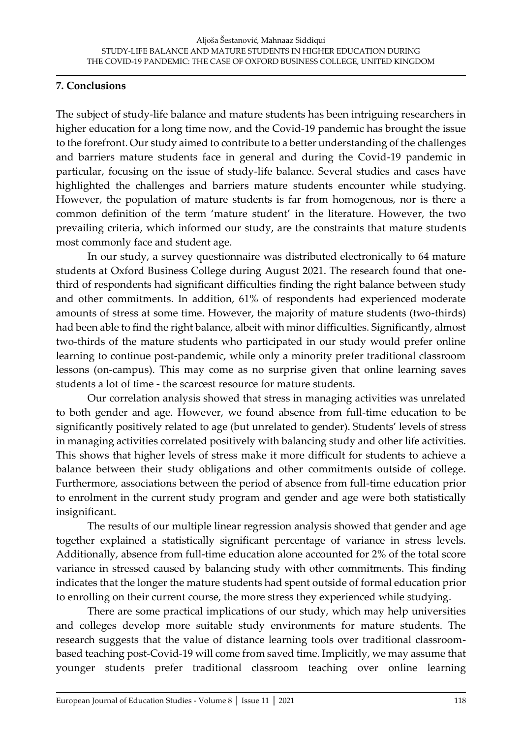## 7. Conclusions

The subject of study-life balance and mature students has been intriguing researchers in higher education for a long time now, and the Covid-19 pandemic has brought the issue to the forefront. Our study aimed to contribute to a better understanding of the challenges and barriers mature students face in general and during the Covid-19 pandemic in particular, focusing on the issue of study-life balance. Several studies and cases have highlighted the challenges and barriers mature students encounter while studying. However, the population of mature students is far from homogenous, nor is there a common definition of the term 'mature student' in the literature. However, the two prevailing criteria, which informed our study, are the constraints that mature students most commonly face and student age.

In our study, a survey questionnaire was distributed electronically to 64 mature students at Oxford Business College during August 2021. The research found that one-third of respondents had significant difficulties finding the right balance between study and other commitments. In addition, 61% of respondents had experienced moderate amounts of stress at some time. However, the majority of mature students (two-thirds) had been able to find the right balance, albeit with minor difficulties. Significantly, almost two-thirds of the mature students who participated in our study would prefer online learning to continue post-pandemic, while only a minority prefer traditional classroom lessons (on-campus). This may come as no surprise given that online learning saves students a lot of time - the scarcest resource for mature students.

Our correlation analysis showed that stress in managing activities was unrelated to both gender and age. However, we found absence from full-time education to be significantly positively related to age (but unrelated to gender). Students' levels of stress in managing activities correlated positively with balancing study and other life activities. This shows that higher levels of stress make it more difficult for students to achieve a balance between their study obligations and other commitments outside of college. Furthermore, associations between the period of absence from full-time education prior to enrolment in the current study program and gender and age were both statistically insignificant.

The results of our multiple linear regression analysis showed that gender and age together explained a statistically significant percentage of variance in stress levels. Additionally, absence from full-time education alone accounted for 2% of the total score variance in stressed caused by balancing study with other commitments. This finding indicates that the longer the mature students had spent outside of formal education prior to enrolling on their current course, the more stress they experienced while studying.

There are some practical implications of our study, which may help universities and colleges develop more suitable study environments for mature students. The research suggests that the value of distance learning tools over traditional classroom-based teaching post-Covid-19 will come from saved time. Implicitly, we may assume that younger students prefer traditional classroom teaching over online learning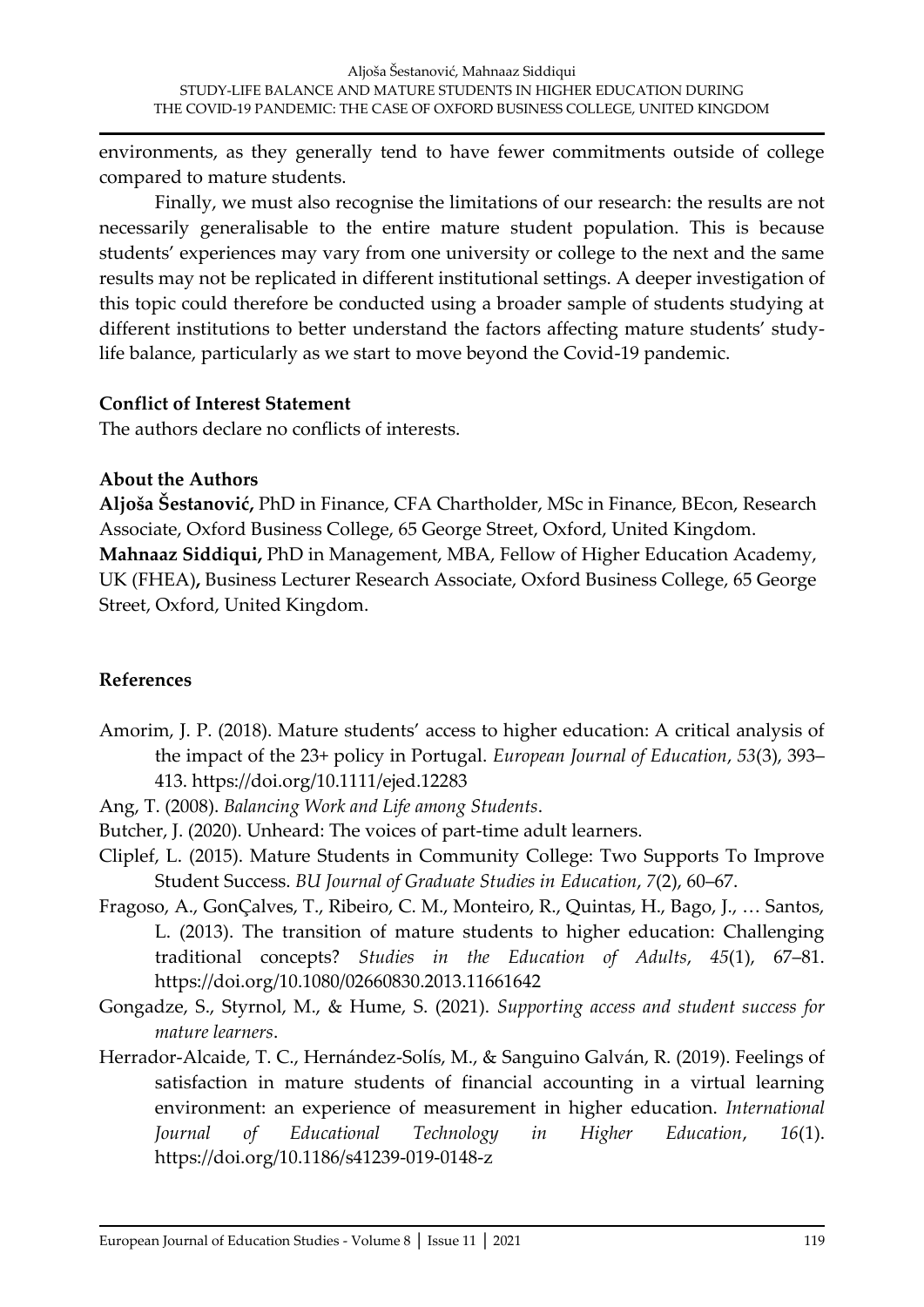environments, as they generally tend to have fewer commitments outside of college compared to mature students.

Finally, we must also recognise the limitations of our research: the results are not necessarily generalisable to the entire mature student population. This is because students' experiences may vary from one university or college to the next and the same results may not be replicated in different institutional settings. A deeper investigation of this topic could therefore be conducted using a broader sample of students studying at different institutions to better understand the factors affecting mature students' study-life balance, particularly as we start to move beyond the Covid-19 pandemic.

**Conflict of Interest Statement**

The authors declare no conflicts of interests.

**About the Authors**

**Aljoša Šestanović,** PhD in Finance, CFA Chartholder, MSc in Finance, BEcon, Research Associate, Oxford Business College, 65 George Street, Oxford, United Kingdom.

**Mahnaaz Siddiqui,** PhD in Management, MBA, Fellow of Higher Education Academy, UK (FHEA)**,** Business Lecturer Research Associate, Oxford Business College, 65 George Street, Oxford, United Kingdom.

## References

Amorim, J. P. (2018). Mature students' access to higher education: A critical analysis of the impact of the 23+ policy in Portugal. *European Journal of Education*, *53*(3), 393–413. https://doi.org/10.1111/ejed.12283

Ang, T. (2008). *Balancing Work and Life among Students*.

Butcher, J. (2020). Unheard: The voices of part-time adult learners.

Cliplef, L. (2015). Mature Students in Community College: Two Supports To Improve Student Success. *BU Journal of Graduate Studies in Education*, *7*(2), 60–67.

Fragoso, A., GonÇalves, T., Ribeiro, C. M., Monteiro, R., Quintas, H., Bago, J., … Santos, L. (2013). The transition of mature students to higher education: Challenging traditional concepts? *Studies in the Education of Adults*, *45*(1), 67–81. https://doi.org/10.1080/02660830.2013.11661642

Gongadze, S., Styrnol, M., & Hume, S. (2021). *Supporting access and student success for mature learners*.

Herrador-Alcaide, T. C., Hernández-Solís, M., & Sanguino Galván, R. (2019). Feelings of satisfaction in mature students of financial accounting in a virtual learning environment: an experience of measurement in higher education. *International Journal of Educational Technology in Higher Education*, *16*(1). https://doi.org/10.1186/s41239-019-0148-z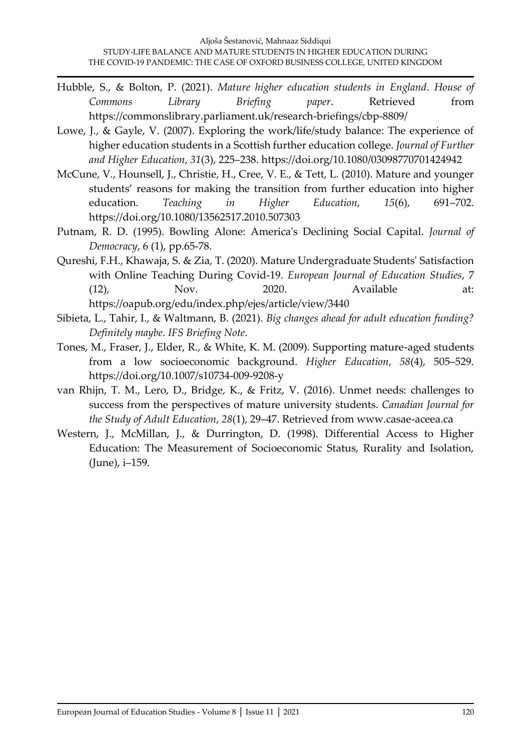Hubble, S., & Bolton, P. (2021). *Mature higher education students in England*. *House of Commons Library Briefing paper*. Retrieved from https://commonslibrary.parliament.uk/research-briefings/cbp-8809/

Lowe, J., & Gayle, V. (2007). Exploring the work/life/study balance: The experience of higher education students in a Scottish further education college. *Journal of Further and Higher Education*, *31*(3), 225–238. https://doi.org/10.1080/03098770701424942

McCune, V., Hounsell, J., Christie, H., Cree, V. E., & Tett, L. (2010). Mature and younger students' reasons for making the transition from further education into higher education. *Teaching in Higher Education*, *15*(6), 691–702. https://doi.org/10.1080/13562517.2010.507303

Putnam, R. D. (1995). Bowling Alone: America's Declining Social Capital. *Journal of Democracy*, 6 (1), pp.65-78.

Qureshi, F.H., Khawaja, S. & Zia, T. (2020). Mature Undergraduate Students' Satisfaction with Online Teaching During Covid-19. *European Journal of Education Studies*, 7 (12), Nov. 2020. Available at: https://oapub.org/edu/index.php/ejes/article/view/3440

Sibieta, L., Tahir, I., & Waltmann, B. (2021). *Big changes ahead for adult education funding? Definitely maybe*. *IFS Briefing Note*.

Tones, M., Fraser, J., Elder, R., & White, K. M. (2009). Supporting mature-aged students from a low socioeconomic background. *Higher Education*, *58*(4), 505–529. https://doi.org/10.1007/s10734-009-9208-y

van Rhijn, T. M., Lero, D., Bridge, K., & Fritz, V. (2016). Unmet needs: challenges to success from the perspectives of mature university students. *Canadian Journal for the Study of Adult Education*, *28*(1), 29–47. Retrieved from www.casae-aceea.ca

Western, J., McMillan, J., & Durrington, D. (1998). Differential Access to Higher Education: The Measurement of Socioeconomic Status, Rurality and Isolation, (June), i–159.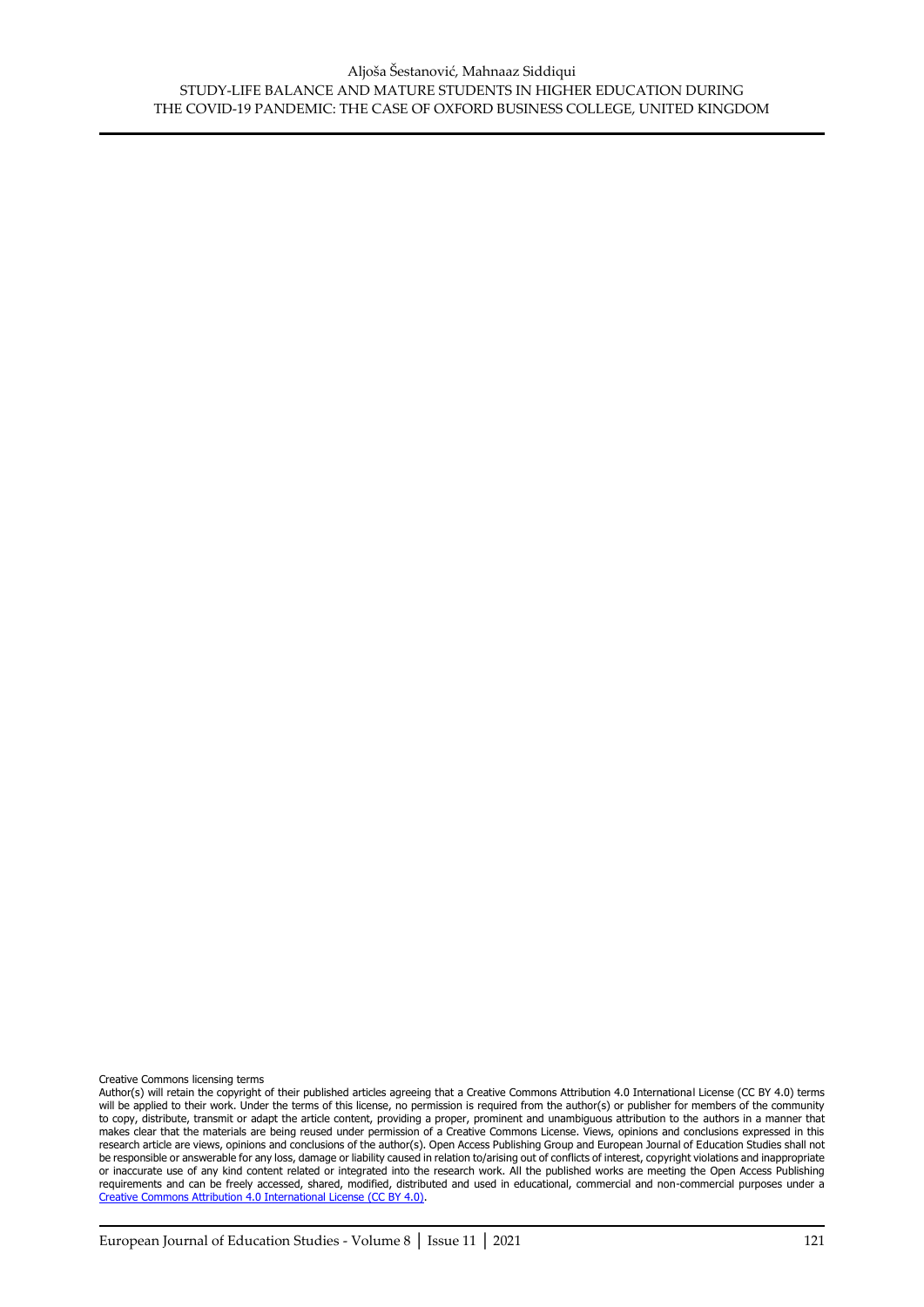Creative Commons licensing terms

Author(s) will retain the copyright of their published articles agreeing that a Creative Commons Attribution 4.0 International License (CC BY 4.0) terms will be applied to their work. Under the terms of this license, no permission is required from the author(s) or publisher for members of the community to copy, distribute, transmit or adapt the article content, providing a proper, prominent and unambiguous attribution to the authors in a manner that makes clear that the materials are being reused under permission of a Creative Commons License. Views, opinions and conclusions expressed in this research article are views, opinions and conclusions of the author(s). Open Access Publishing Group and European Journal of Education Studies shall not be responsible or answerable for any loss, damage or liability caused in relation to/arising out of conflicts of interest, copyright violations and inappropriate or inaccurate use of any kind content related or integrated into the research work. All the published works are meeting the Open Access Publishing requirements and can be freely accessed, shared, modified, distributed and used in educational, commercial and non-commercial purposes under a [Creative Commons Attribution 4.0 International License (CC BY 4.0)](https://creativecommons.org/licenses/by/4.0/).